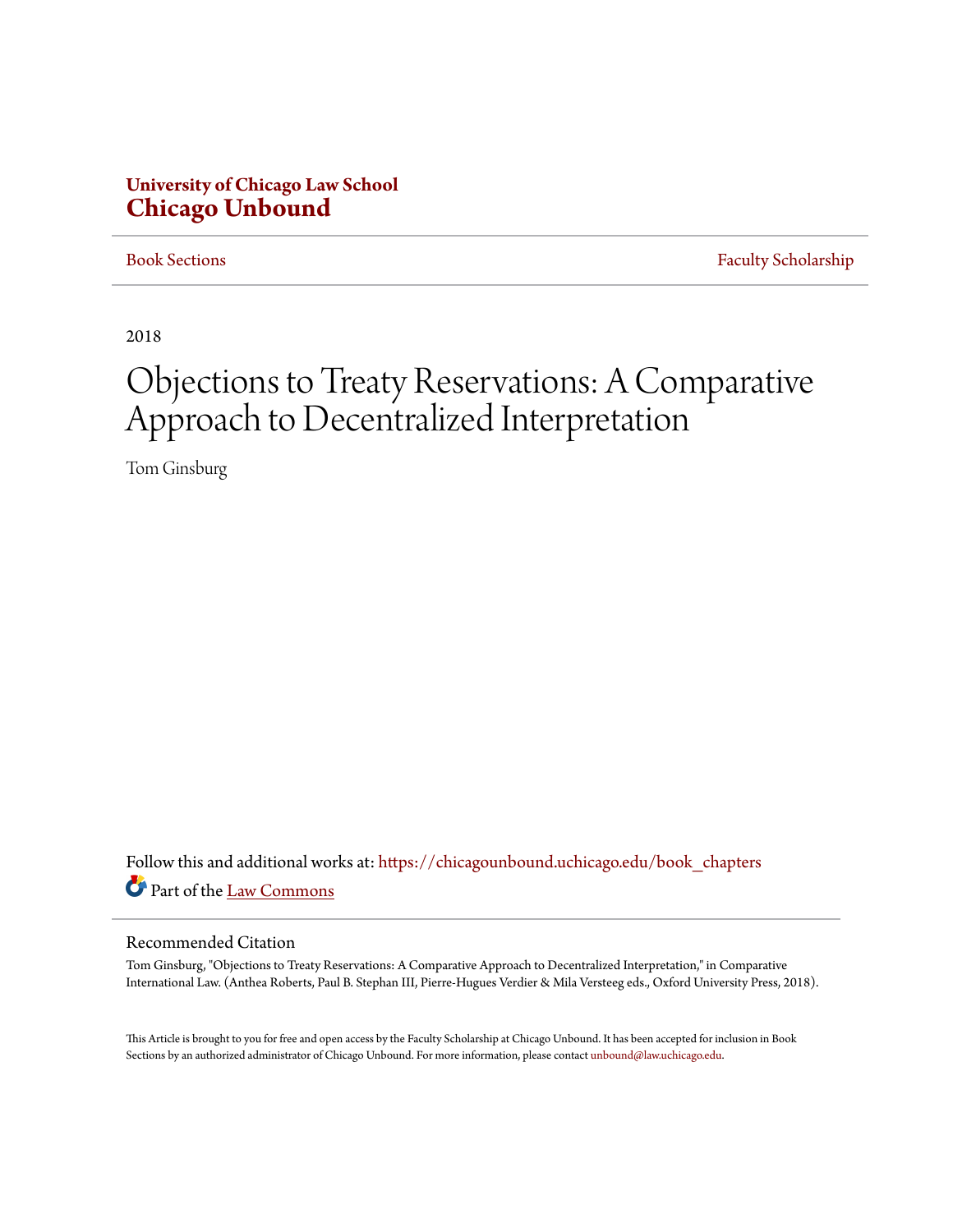**University of Chicago Law School**
**Chicago Unbound**

Book Sections | Faculty Scholarship

2018

# Objections to Treaty Reservations: A Comparative Approach to Decentralized Interpretation

Tom Ginsburg

Follow this and additional works at: https://chicagounbound.uchicago.edu/book_chapters

Part of the Law Commons

## Recommended Citation

Tom Ginsburg, "Objections to Treaty Reservations: A Comparative Approach to Decentralized Interpretation," in Comparative International Law. (Anthea Roberts, Paul B. Stephan III, Pierre-Hugues Verdier & Mila Versteeg eds., Oxford University Press, 2018).

This Article is brought to you for free and open access by the Faculty Scholarship at Chicago Unbound. It has been accepted for inclusion in Book Sections by an authorized administrator of Chicago Unbound. For more information, please contact unbound@law.uchicago.edu.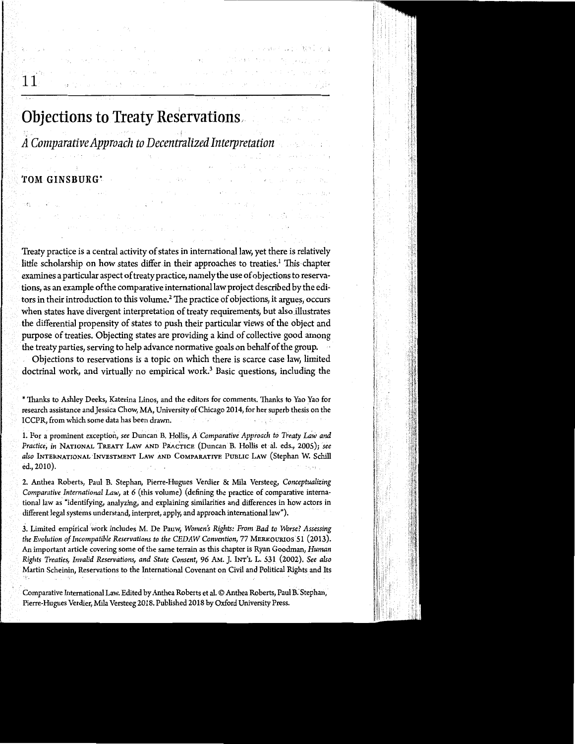# 11

# Objections to Treaty Reservations

## *A Comparative Approach to Decentralized Interpretation*

**TOM GINSBURG***

Treaty practice is a central activity of states in international law, yet there is relatively little scholarship on how states differ in their approaches to treaties.[1] This chapter examines a particular aspect of treaty practice, namely the use of objections to reservations, as an example of the comparative international law project described by the editors in their introduction to this volume.[2] The practice of objections, it argues, occurs when states have divergent interpretation of treaty requirements, but also illustrates the differential propensity of states to push their particular views of the object and purpose of treaties. Objecting states are providing a kind of collective good among the treaty parties, serving to help advance normative goals on behalf of the group.

Objections to reservations is a topic on which there is scarce case law, limited doctrinal work, and virtually no empirical work.[3] Basic questions, including the

---

* Thanks to Ashley Deeks, Katerina Linos, and the editors for comments. Thanks to Yao Yao for research assistance and Jessica Chow, MA, University of Chicago 2014, for her superb thesis on the ICCPR, from which some data has been drawn.

1. For a prominent exception, *see* Duncan B. Hollis, *A Comparative Approach to Treaty Law and Practice*, *in* NATIONAL TREATY LAW AND PRACTICE (Duncan B. Hollis et al. eds., 2005); *see also* INTERNATIONAL INVESTMENT LAW AND COMPARATIVE PUBLIC LAW (Stephan W. Schill ed., 2010).

2. Anthea Roberts, Paul B. Stephan, Pierre-Hugues Verdier & Mila Versteeg, *Conceptualizing Comparative International Law*, at 6 (this volume) (defining the practice of comparative international law as "identifying, analyzing, and explaining similarities and differences in how actors in different legal systems understand, interpret, apply, and approach international law").

3. Limited empirical work includes M. De Pauw, *Women's Rights: From Bad to Worse? Assessing the Evolution of Incompatible Reservations to the CEDAW Convention*, 77 MERKOURIOS 51 (2013). An important article covering some of the same terrain as this chapter is Ryan Goodman, *Human Rights Treaties, Invalid Reservations, and State Consent*, 96 AM. J. INT'L L. 531 (2002). *See also* Martin Scheinin, Reservations to the International Covenant on Civil and Political Rights and Its

Comparative International Law. Edited by Anthea Roberts et al. © Anthea Roberts, Paul B. Stephan, Pierre-Hugues Verdier, Mila Versteeg 2018. Published 2018 by Oxford University Press.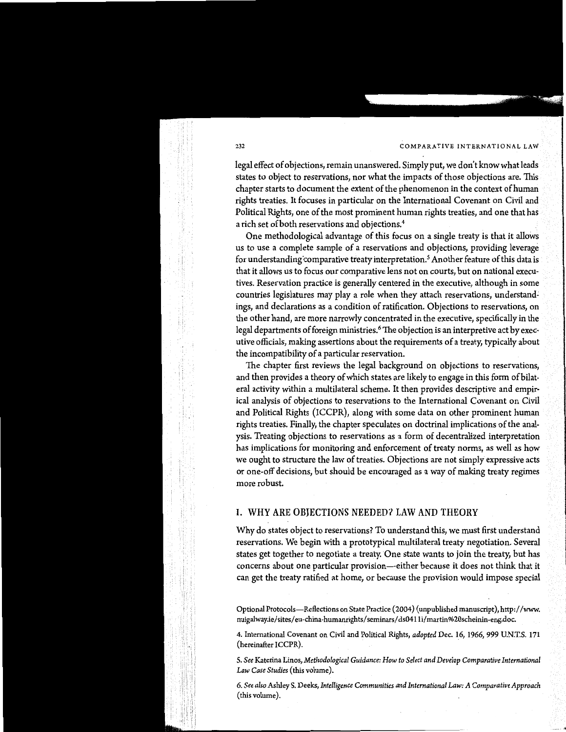legal effect of objections, remain unanswered. Simply put, we don't know what leads states to object to reservations, nor what the impacts of those objections are. This chapter starts to document the extent of the phenomenon in the context of human rights treaties. It focuses in particular on the International Covenant on Civil and Political Rights, one of the most prominent human rights treaties, and one that has a rich set of both reservations and objections.[4]

One methodological advantage of this focus on a single treaty is that it allows us to use a complete sample of a reservations and objections, providing leverage for understanding comparative treaty interpretation.[5] Another feature of this data is that it allows us to focus our comparative lens not on courts, but on national executives. Reservation practice is generally centered in the executive, although in some countries legislatures may play a role when they attach reservations, understandings, and declarations as a condition of ratification. Objections to reservations, on the other hand, are more narrowly concentrated in the executive, specifically in the legal departments of foreign ministries.[6] The objection is an interpretive act by executive officials, making assertions about the requirements of a treaty, typically about the incompatibility of a particular reservation.

The chapter first reviews the legal background on objections to reservations, and then provides a theory of which states are likely to engage in this form of bilateral activity within a multilateral scheme. It then provides descriptive and empirical analysis of objections to reservations to the International Covenant on Civil and Political Rights (ICCPR), along with some data on other prominent human rights treaties. Finally, the chapter speculates on doctrinal implications of the analysis. Treating objections to reservations as a form of decentralized interpretation has implications for monitoring and enforcement of treaty norms, as well as how we ought to structure the law of treaties. Objections are not simply expressive acts or one-off decisions, but should be encouraged as a way of making treaty regimes more robust.

## I. WHY ARE OBJECTIONS NEEDED? LAW AND THEORY

Why do states object to reservations? To understand this, we must first understand reservations. We begin with a prototypical multilateral treaty negotiation. Several states get together to negotiate a treaty. One state wants to join the treaty, but has concerns about one particular provision—either because it does not think that it can get the treaty ratified at home, or because the provision would impose special

Optional Protocols—Reflections on State Practice (2004) (unpublished manuscript), http://www.nuigalway.ie/sites/eu-china-humanrights/seminars/ds0411i/martin%20scheinin-eng.doc.

4. International Covenant on Civil and Political Rights, *adopted* Dec. 16, 1966, 999 U.N.T.S. 171 (hereinafter ICCPR).

5. *See* Katerina Linos, *Methodological Guidance: How to Select and Develop Comparative International Law Case Studies* (this volume).

6. *See also* Ashley S. Deeks, *Intelligence Communities and International Law: A Comparative Approach* (this volume).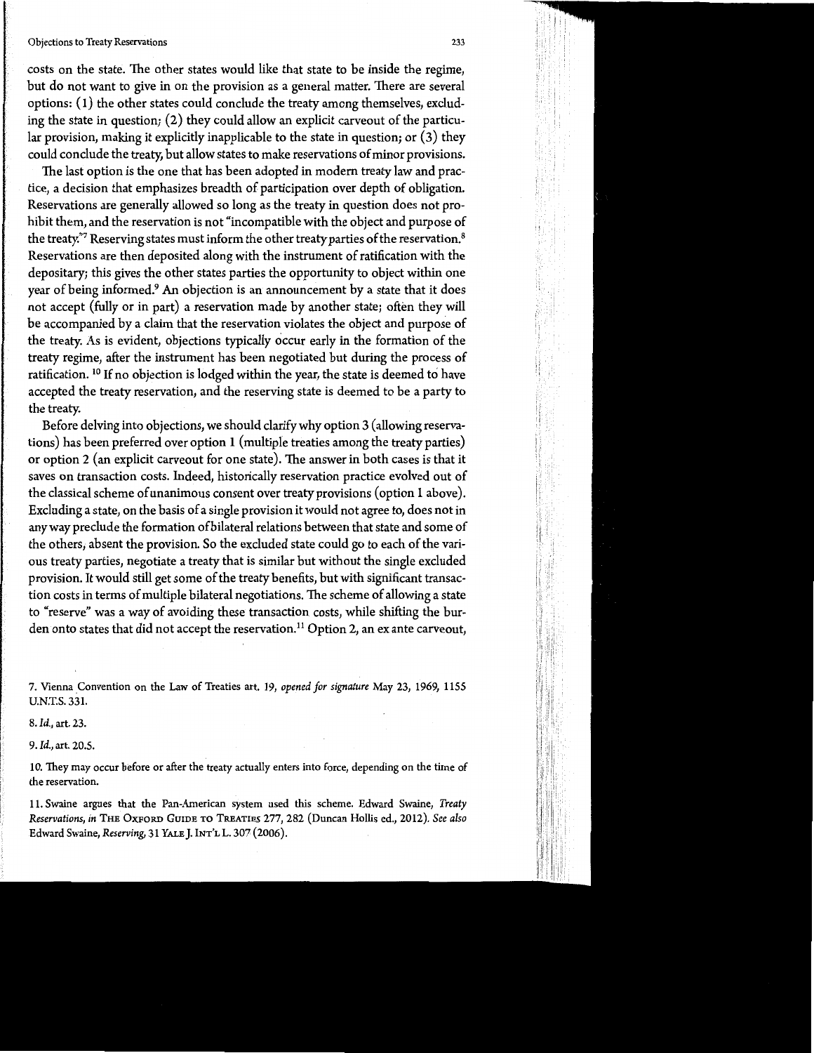costs on the state. The other states would like that state to be inside the regime, but do not want to give in on the provision as a general matter. There are several options: (1) the other states could conclude the treaty among themselves, excluding the state in question; (2) they could allow an explicit carveout of the particular provision, making it explicitly inapplicable to the state in question; or (3) they could conclude the treaty, but allow states to make reservations of minor provisions.

The last option is the one that has been adopted in modern treaty law and practice, a decision that emphasizes breadth of participation over depth of obligation. Reservations are generally allowed so long as the treaty in question does not prohibit them, and the reservation is not "incompatible with the object and purpose of the treaty."[7] Reserving states must inform the other treaty parties of the reservation.[8] Reservations are then deposited along with the instrument of ratification with the depositary; this gives the other states parties the opportunity to object within one year of being informed.[9] An objection is an announcement by a state that it does not accept (fully or in part) a reservation made by another state; often they will be accompanied by a claim that the reservation violates the object and purpose of the treaty. As is evident, objections typically occur early in the formation of the treaty regime, after the instrument has been negotiated but during the process of ratification.[10] If no objection is lodged within the year, the state is deemed to have accepted the treaty reservation, and the reserving state is deemed to be a party to the treaty.

Before delving into objections, we should clarify why option 3 (allowing reservations) has been preferred over option 1 (multiple treaties among the treaty parties) or option 2 (an explicit carveout for one state). The answer in both cases is that it saves on transaction costs. Indeed, historically reservation practice evolved out of the classical scheme of unanimous consent over treaty provisions (option 1 above). Excluding a state, on the basis of a single provision it would not agree to, does not in any way preclude the formation of bilateral relations between that state and some of the others, absent the provision. So the excluded state could go to each of the various treaty parties, negotiate a treaty that is similar but without the single excluded provision. It would still get some of the treaty benefits, but with significant transaction costs in terms of multiple bilateral negotiations. The scheme of allowing a state to "reserve" was a way of avoiding these transaction costs, while shifting the burden onto states that did not accept the reservation.[11] Option 2, an ex ante carveout,

7. Vienna Convention on the Law of Treaties art. 19, *opened for signature* May 23, 1969, 1155 U.N.T.S. 331.

8. *Id.*, art. 23.

9. *Id.*, art. 20.5.

10. They may occur before or after the treaty actually enters into force, depending on the time of the reservation.

11. Swaine argues that the Pan-American system used this scheme. Edward Swaine, *Treaty Reservations*, *in* THE OXFORD GUIDE TO TREATIES 277, 282 (Duncan Hollis ed., 2012). *See also* Edward Swaine, *Reserving*, 31 YALE J. INT'L L. 307 (2006).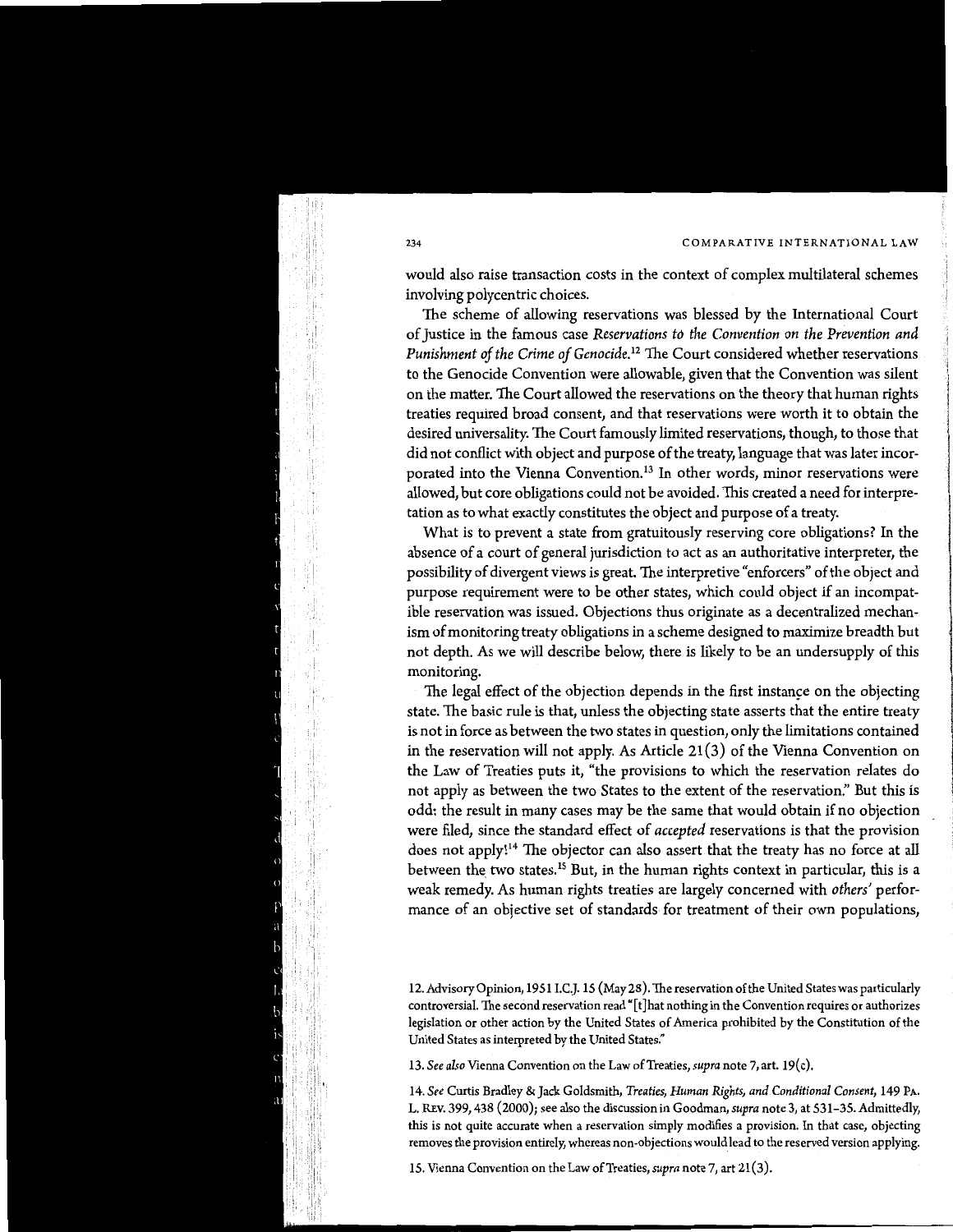would also raise transaction costs in the context of complex multilateral schemes involving polycentric choices.

The scheme of allowing reservations was blessed by the International Court of Justice in the famous case *Reservations to the Convention on the Prevention and Punishment of the Crime of Genocide*.[12] The Court considered whether reservations to the Genocide Convention were allowable, given that the Convention was silent on the matter. The Court allowed the reservations on the theory that human rights treaties required broad consent, and that reservations were worth it to obtain the desired universality. The Court famously limited reservations, though, to those that did not conflict with object and purpose of the treaty, language that was later incorporated into the Vienna Convention.[13] In other words, minor reservations were allowed, but core obligations could not be avoided. This created a need for interpretation as to what exactly constitutes the object and purpose of a treaty.

What is to prevent a state from gratuitously reserving core obligations? In the absence of a court of general jurisdiction to act as an authoritative interpreter, the possibility of divergent views is great. The interpretive "enforcers" of the object and purpose requirement were to be other states, which could object if an incompatible reservation was issued. Objections thus originate as a decentralized mechanism of monitoring treaty obligations in a scheme designed to maximize breadth but not depth. As we will describe below, there is likely to be an undersupply of this monitoring.

The legal effect of the objection depends in the first instance on the objecting state. The basic rule is that, unless the objecting state asserts that the entire treaty is not in force as between the two states in question, only the limitations contained in the reservation will not apply. As Article 21(3) of the Vienna Convention on the Law of Treaties puts it, "the provisions to which the reservation relates do not apply as between the two States to the extent of the reservation." But this is odd: the result in many cases may be the same that would obtain if no objection were filed, since the standard effect of *accepted* reservations is that the provision does not apply![14] The objector can also assert that the treaty has no force at all between the two states.[15] But, in the human rights context in particular, this is a weak remedy. As human rights treaties are largely concerned with *others'* performance of an objective set of standards for treatment of their own populations,

12. Advisory Opinion, 1951 I.C.J. 15 (May 28). The reservation of the United States was particularly controversial. The second reservation read "[t]hat nothing in the Convention requires or authorizes legislation or other action by the United States of America prohibited by the Constitution of the United States as interpreted by the United States."

13. *See also* Vienna Convention on the Law of Treaties, *supra* note 7, art. 19(c).

14. *See* Curtis Bradley & Jack Goldsmith, *Treaties, Human Rights, and Conditional Consent*, 149 PA. L. REV. 399, 438 (2000); see also the discussion in Goodman, *supra* note 3, at 531–35. Admittedly, this is not quite accurate when a reservation simply modifies a provision. In that case, objecting removes the provision entirely, whereas non-objections would lead to the reserved version applying.

15. Vienna Convention on the Law of Treaties, *supra* note 7, art 21(3).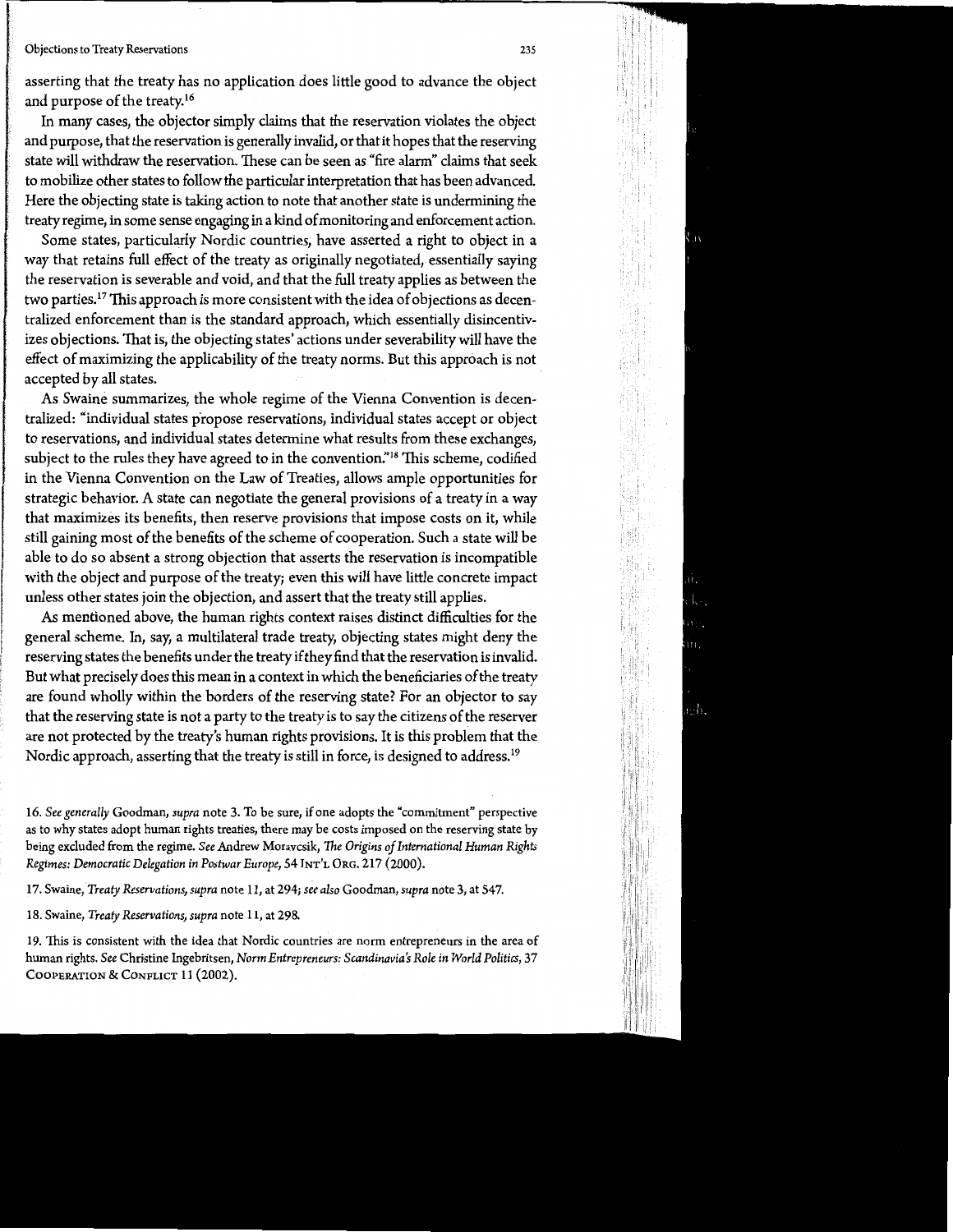asserting that the treaty has no application does little good to advance the object and purpose of the treaty.[16]

In many cases, the objector simply claims that the reservation violates the object and purpose, that the reservation is generally invalid, or that it hopes that the reserving state will withdraw the reservation. These can be seen as "fire alarm" claims that seek to mobilize other states to follow the particular interpretation that has been advanced. Here the objecting state is taking action to note that another state is undermining the treaty regime, in some sense engaging in a kind of monitoring and enforcement action.

Some states, particularly Nordic countries, have asserted a right to object in a way that retains full effect of the treaty as originally negotiated, essentially saying the reservation is severable and void, and that the full treaty applies as between the two parties.[17] This approach is more consistent with the idea of objections as decentralized enforcement than is the standard approach, which essentially disincentivizes objections. That is, the objecting states' actions under severability will have the effect of maximizing the applicability of the treaty norms. But this approach is not accepted by all states.

As Swaine summarizes, the whole regime of the Vienna Convention is decentralized: "individual states propose reservations, individual states accept or object to reservations, and individual states determine what results from these exchanges, subject to the rules they have agreed to in the convention."[18] This scheme, codified in the Vienna Convention on the Law of Treaties, allows ample opportunities for strategic behavior. A state can negotiate the general provisions of a treaty in a way that maximizes its benefits, then reserve provisions that impose costs on it, while still gaining most of the benefits of the scheme of cooperation. Such a state will be able to do so absent a strong objection that asserts the reservation is incompatible with the object and purpose of the treaty; even this will have little concrete impact unless other states join the objection, and assert that the treaty still applies.

As mentioned above, the human rights context raises distinct difficulties for the general scheme. In, say, a multilateral trade treaty, objecting states might deny the reserving states the benefits under the treaty if they find that the reservation is invalid. But what precisely does this mean in a context in which the beneficiaries of the treaty are found wholly within the borders of the reserving state? For an objector to say that the reserving state is not a party to the treaty is to say the citizens of the reserver are not protected by the treaty's human rights provisions. It is this problem that the Nordic approach, asserting that the treaty is still in force, is designed to address.[19]

16. *See generally* Goodman, *supra* note 3. To be sure, if one adopts the "commitment" perspective as to why states adopt human rights treaties, there may be costs imposed on the reserving state by being excluded from the regime. *See* Andrew Moravcsik, *The Origins of International Human Rights Regimes: Democratic Delegation in Postwar Europe*, 54 INT'L ORG. 217 (2000).

17. Swaine, *Treaty Reservations*, *supra* note 11, at 294; *see also* Goodman, *supra* note 3, at 547.

18. Swaine, *Treaty Reservations*, *supra* note 11, at 298.

19. This is consistent with the idea that Nordic countries are norm entrepreneurs in the area of human rights. *See* Christine Ingebritsen, *Norm Entrepreneurs: Scandinavia's Role in World Politics*, 37 COOPERATION & CONFLICT 11 (2002).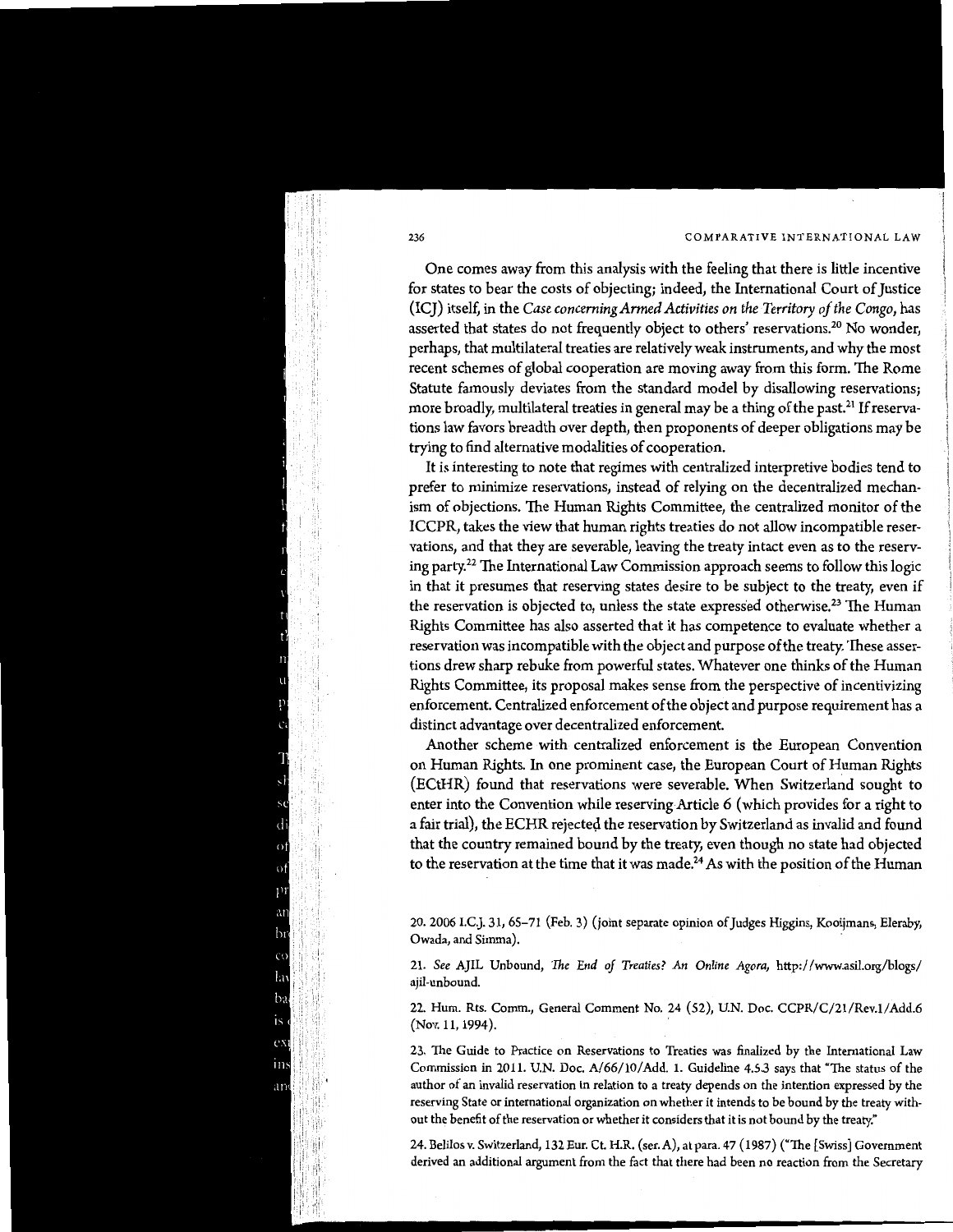One comes away from this analysis with the feeling that there is little incentive for states to bear the costs of objecting; indeed, the International Court of Justice (ICJ) itself, in the *Case concerning Armed Activities on the Territory of the Congo*, has asserted that states do not frequently object to others' reservations.[20] No wonder, perhaps, that multilateral treaties are relatively weak instruments, and why the most recent schemes of global cooperation are moving away from this form. The Rome Statute famously deviates from the standard model by disallowing reservations; more broadly, multilateral treaties in general may be a thing of the past.[21] If reservations law favors breadth over depth, then proponents of deeper obligations may be trying to find alternative modalities of cooperation.

It is interesting to note that regimes with centralized interpretive bodies tend to prefer to minimize reservations, instead of relying on the decentralized mechanism of objections. The Human Rights Committee, the centralized monitor of the ICCPR, takes the view that human rights treaties do not allow incompatible reservations, and that they are severable, leaving the treaty intact even as to the reserving party.[22] The International Law Commission approach seems to follow this logic in that it presumes that reserving states desire to be subject to the treaty, even if the reservation is objected to, unless the state expressed otherwise.[23] The Human Rights Committee has also asserted that it has competence to evaluate whether a reservation was incompatible with the object and purpose of the treaty. These assertions drew sharp rebuke from powerful states. Whatever one thinks of the Human Rights Committee, its proposal makes sense from the perspective of incentivizing enforcement. Centralized enforcement of the object and purpose requirement has a distinct advantage over decentralized enforcement.

Another scheme with centralized enforcement is the European Convention on Human Rights. In one prominent case, the European Court of Human Rights (ECtHR) found that reservations were severable. When Switzerland sought to enter into the Convention while reserving Article 6 (which provides for a right to a fair trial), the ECHR rejected the reservation by Switzerland as invalid and found that the country remained bound by the treaty, even though no state had objected to the reservation at the time that it was made.[24] As with the position of the Human

---

20. 2006 I.C.J. 31, 65–71 (Feb. 3) (joint separate opinion of Judges Higgins, Kooijmans, Elaraby, Owada, and Simma).

21. *See* AJIL Unbound, *The End of Treaties? An Online Agora*, http://www.asil.org/blogs/ajil-unbound.

22. Hum. Rts. Comm., General Comment No. 24 (52), U.N. Doc. CCPR/C/21/Rev.1/Add.6 (Nov. 11, 1994).

23. The Guide to Practice on Reservations to Treaties was finalized by the International Law Commission in 2011. U.N. Doc. A/66/10/Add. 1. Guideline 4.5.3 says that "The status of the author of an invalid reservation in relation to a treaty depends on the intention expressed by the reserving State or international organization on whether it intends to be bound by the treaty without the benefit of the reservation or whether it considers that it is not bound by the treaty."

24. Belilos v. Switzerland, 132 Eur. Ct. H.R. (ser. A), at para. 47 (1987) ("The [Swiss] Government derived an additional argument from the fact that there had been no reaction from the Secretary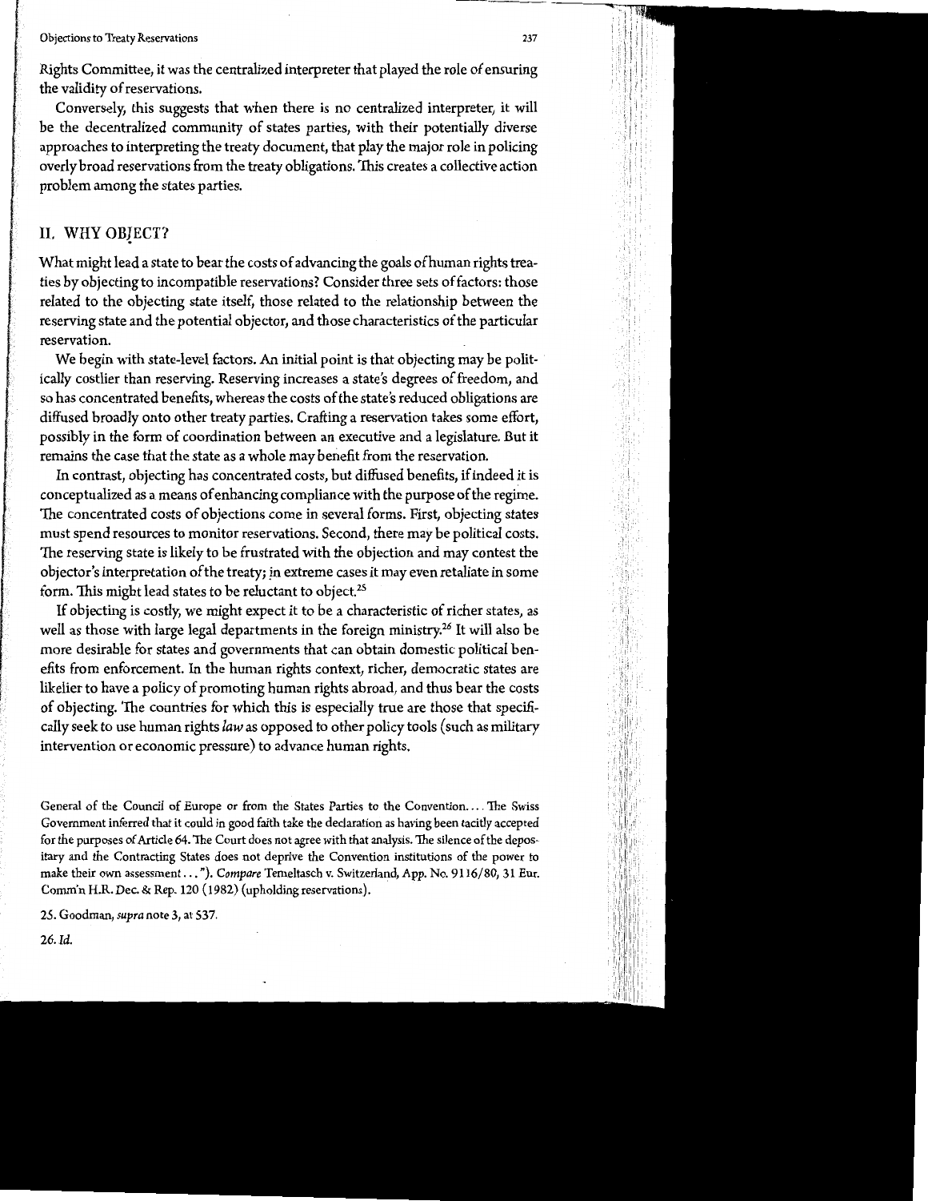Rights Committee, it was the centralized interpreter that played the role of ensuring the validity of reservations.

Conversely, this suggests that when there is no centralized interpreter, it will be the decentralized community of states parties, with their potentially diverse approaches to interpreting the treaty document, that play the major role in policing overly broad reservations from the treaty obligations. This creates a collective action problem among the states parties.

## II. WHY OBJECT?

What might lead a state to bear the costs of advancing the goals of human rights treaties by objecting to incompatible reservations? Consider three sets of factors: those related to the objecting state itself, those related to the relationship between the reserving state and the potential objector, and those characteristics of the particular reservation.

We begin with state-level factors. An initial point is that objecting may be politically costlier than reserving. Reserving increases a state's degrees of freedom, and so has concentrated benefits, whereas the costs of the state's reduced obligations are diffused broadly onto other treaty parties. Crafting a reservation takes some effort, possibly in the form of coordination between an executive and a legislature. But it remains the case that the state as a whole may benefit from the reservation.

In contrast, objecting has concentrated costs, but diffused benefits, if indeed it is conceptualized as a means of enhancing compliance with the purpose of the regime. The concentrated costs of objections come in several forms. First, objecting states must spend resources to monitor reservations. Second, there may be political costs. The reserving state is likely to be frustrated with the objection and may contest the objector's interpretation of the treaty; in extreme cases it may even retaliate in some form. This might lead states to be reluctant to object.[25]

If objecting is costly, we might expect it to be a characteristic of richer states, as well as those with large legal departments in the foreign ministry.[26] It will also be more desirable for states and governments that can obtain domestic political benefits from enforcement. In the human rights context, richer, democratic states are likelier to have a policy of promoting human rights abroad, and thus bear the costs of objecting. The countries for which this is especially true are those that specifically seek to use human rights *law* as opposed to other policy tools (such as military intervention or economic pressure) to advance human rights.

General of the Council of Europe or from the States Parties to the Convention. . . . The Swiss Government inferred that it could in good faith take the declaration as having been tacitly accepted for the purposes of Article 64. The Court does not agree with that analysis. The silence of the depositary and the Contracting States does not deprive the Convention institutions of the power to make their own assessment . . ."). *Compare* Temeltasch v. Switzerland, App. No. 9116/80, 31 Eur. Comm'n H.R. Dec. & Rep. 120 (1982) (upholding reservations).

25. Goodman, *supra* note 3, at 537.

26. *Id.*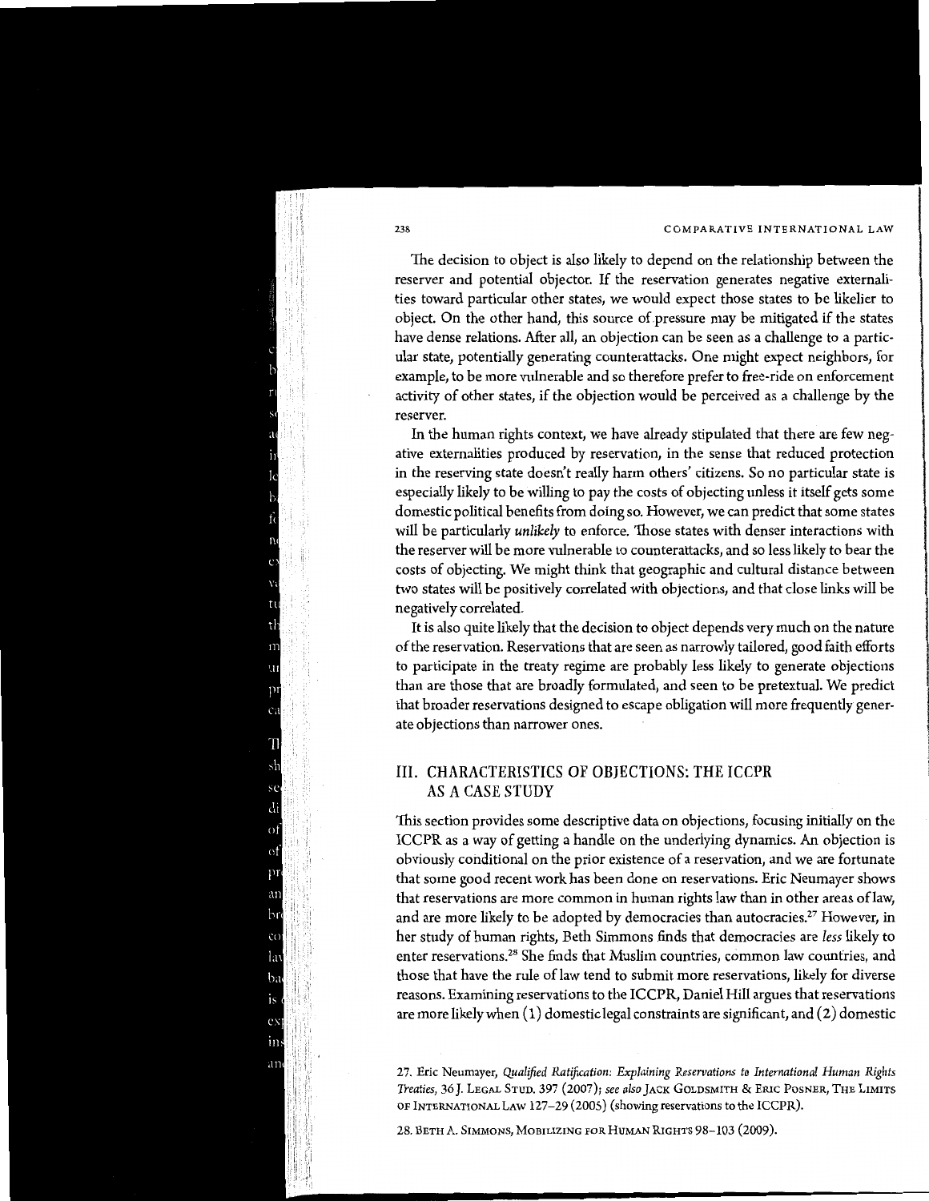The decision to object is also likely to depend on the relationship between the reserver and potential objector. If the reservation generates negative externalities toward particular other states, we would expect those states to be likelier to object. On the other hand, this source of pressure may be mitigated if the states have dense relations. After all, an objection can be seen as a challenge to a particular state, potentially generating counterattacks. One might expect neighbors, for example, to be more vulnerable and so therefore prefer to free-ride on enforcement activity of other states, if the objection would be perceived as a challenge by the reserver.

In the human rights context, we have already stipulated that there are few negative externalities produced by reservation, in the sense that reduced protection in the reserving state doesn't really harm others' citizens. So no particular state is especially likely to be willing to pay the costs of objecting unless it itself gets some domestic political benefits from doing so. However, we can predict that some states will be particularly *unlikely* to enforce. Those states with denser interactions with the reserver will be more vulnerable to counterattacks, and so less likely to bear the costs of objecting. We might think that geographic and cultural distance between two states will be positively correlated with objections, and that close links will be negatively correlated.

It is also quite likely that the decision to object depends very much on the nature of the reservation. Reservations that are seen as narrowly tailored, good faith efforts to participate in the treaty regime are probably less likely to generate objections than are those that are broadly formulated, and seen to be pretextual. We predict that broader reservations designed to escape obligation will more frequently generate objections than narrower ones.

## III. CHARACTERISTICS OF OBJECTIONS: THE ICCPR AS A CASE STUDY

This section provides some descriptive data on objections, focusing initially on the ICCPR as a way of getting a handle on the underlying dynamics. An objection is obviously conditional on the prior existence of a reservation, and we are fortunate that some good recent work has been done on reservations. Eric Neumayer shows that reservations are more common in human rights law than in other areas of law, and are more likely to be adopted by democracies than autocracies.[27] However, in her study of human rights, Beth Simmons finds that democracies are *less* likely to enter reservations.[28] She finds that Muslim countries, common law countries, and those that have the rule of law tend to submit more reservations, likely for diverse reasons. Examining reservations to the ICCPR, Daniel Hill argues that reservations are more likely when (1) domestic legal constraints are significant, and (2) domestic

27. Eric Neumayer, *Qualified Ratification: Explaining Reservations to International Human Rights Treaties*, 36 J. LEGAL STUD. 397 (2007); *see also* JACK GOLDSMITH & ERIC POSNER, THE LIMITS OF INTERNATIONAL LAW 127–29 (2005) (showing reservations to the ICCPR).

28. BETH A. SIMMONS, MOBILIZING FOR HUMAN RIGHTS 98–103 (2009).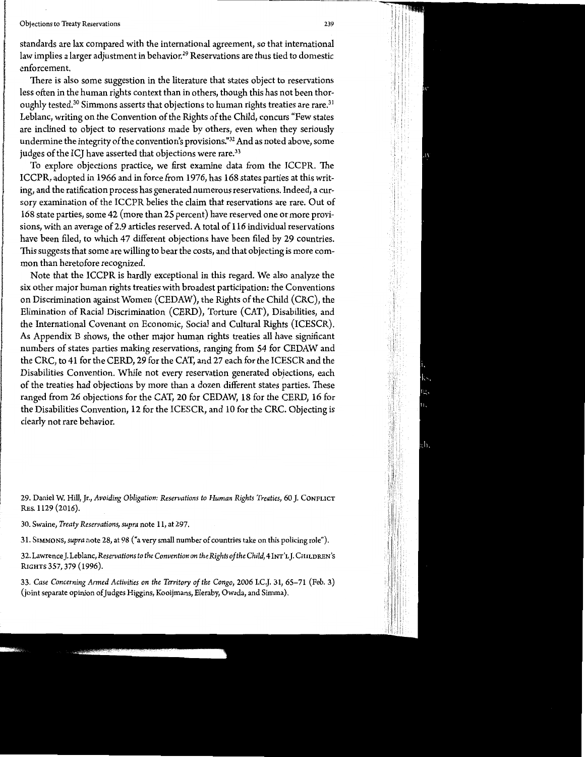standards are lax compared with the international agreement, so that international law implies a larger adjustment in behavior.[29] Reservations are thus tied to domestic enforcement.

There is also some suggestion in the literature that states object to reservations less often in the human rights context than in others, though this has not been thoroughly tested.[30] Simmons asserts that objections to human rights treaties are rare.[31] Leblanc, writing on the Convention of the Rights of the Child, concurs "Few states are inclined to object to reservations made by others, even when they seriously undermine the integrity of the convention's provisions."[32] And as noted above, some judges of the ICJ have asserted that objections were rare.[33]

To explore objections practice, we first examine data from the ICCPR. The ICCPR, adopted in 1966 and in force from 1976, has 168 states parties at this writing, and the ratification process has generated numerous reservations. Indeed, a cursory examination of the ICCPR belies the claim that reservations are rare. Out of 168 state parties, some 42 (more than 25 percent) have reserved one or more provisions, with an average of 2.9 articles reserved. A total of 116 individual reservations have been filed, to which 47 different objections have been filed by 29 countries. This suggests that some are willing to bear the costs, and that objecting is more common than heretofore recognized.

Note that the ICCPR is hardly exceptional in this regard. We also analyze the six other major human rights treaties with broadest participation: the Conventions on Discrimination against Women (CEDAW), the Rights of the Child (CRC), the Elimination of Racial Discrimination (CERD), Torture (CAT), Disabilities, and the International Covenant on Economic, Social and Cultural Rights (ICESCR). As Appendix B shows, the other major human rights treaties all have significant numbers of states parties making reservations, ranging from 54 for CEDAW and the CRC, to 41 for the CERD, 29 for the CAT, and 27 each for the ICESCR and the Disabilities Convention. While not every reservation generated objections, each of the treaties had objections by more than a dozen different states parties. These ranged from 26 objections for the CAT, 20 for CEDAW, 18 for the CERD, 16 for the Disabilities Convention, 12 for the ICESCR, and 10 for the CRC. Objecting is clearly not rare behavior.

29. Daniel W. Hill, Jr., *Avoiding Obligation: Reservations to Human Rights Treaties*, 60 J. CONFLICT RES. 1129 (2016).

30. Swaine, *Treaty Reservations*, *supra* note 11, at 297.

31. SIMMONS, *supra* note 28, at 98 ("a very small number of countries take on this policing role").

32. Lawrence J. Leblanc, *Reservations to the Convention on the Rights of the Child*, 4 INT'L J. CHILDREN'S RIGHTS 357, 379 (1996).

33. *Case Concerning Armed Activities on the Territory of the Congo*, 2006 I.C.J. 31, 65–71 (Feb. 3) (joint separate opinion of Judges Higgins, Kooijmans, Elaraby, Owada, and Simma).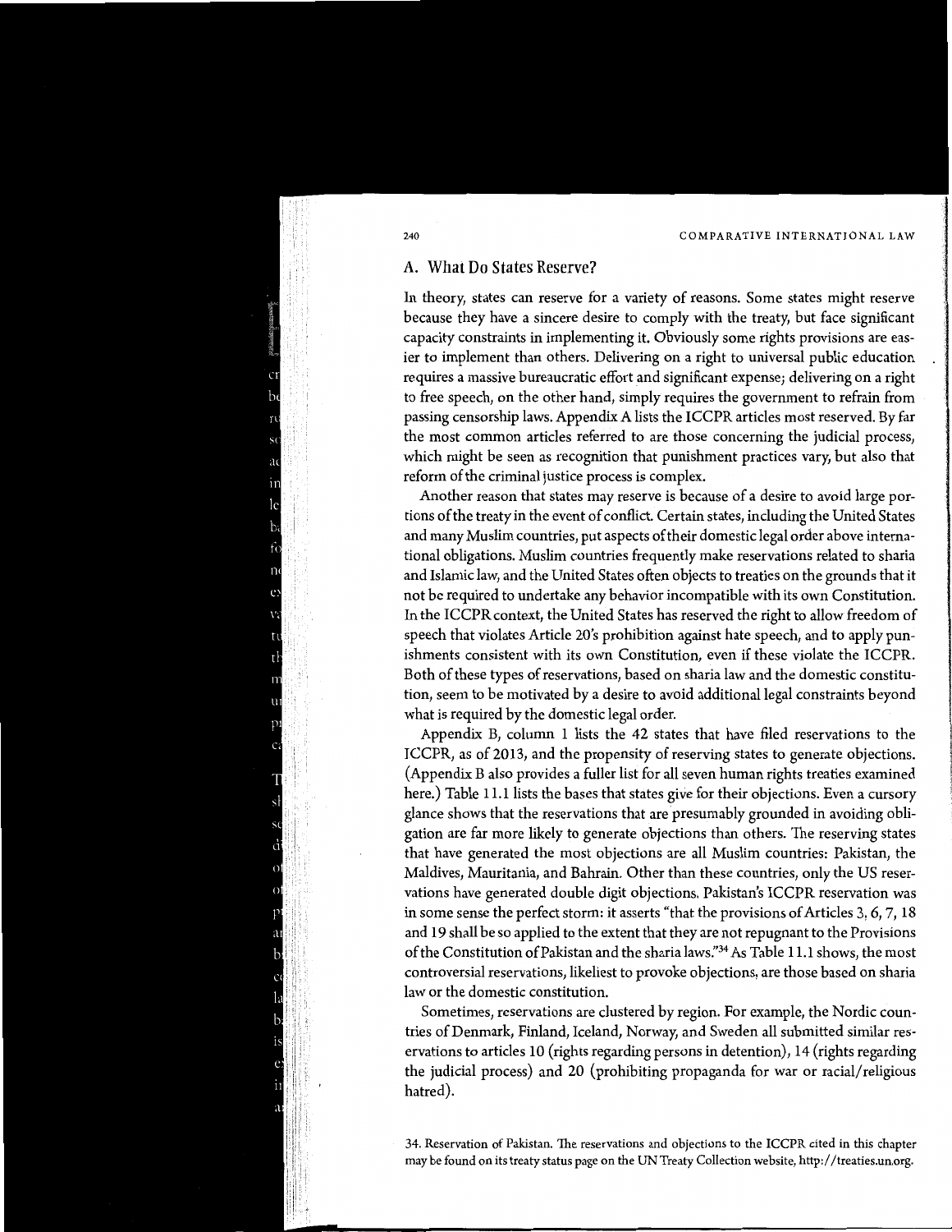## A. What Do States Reserve?

In theory, states can reserve for a variety of reasons. Some states might reserve because they have a sincere desire to comply with the treaty, but face significant capacity constraints in implementing it. Obviously some rights provisions are easier to implement than others. Delivering on a right to universal public education requires a massive bureaucratic effort and significant expense; delivering on a right to free speech, on the other hand, simply requires the government to refrain from passing censorship laws. Appendix A lists the ICCPR articles most reserved. By far the most common articles referred to are those concerning the judicial process, which might be seen as recognition that punishment practices vary, but also that reform of the criminal justice process is complex.

Another reason that states may reserve is because of a desire to avoid large portions of the treaty in the event of conflict. Certain states, including the United States and many Muslim countries, put aspects of their domestic legal order above international obligations. Muslim countries frequently make reservations related to sharia and Islamic law, and the United States often objects to treaties on the grounds that it not be required to undertake any behavior incompatible with its own Constitution. In the ICCPR context, the United States has reserved the right to allow freedom of speech that violates Article 20's prohibition against hate speech, and to apply punishments consistent with its own Constitution, even if these violate the ICCPR. Both of these types of reservations, based on sharia law and the domestic constitution, seem to be motivated by a desire to avoid additional legal constraints beyond what is required by the domestic legal order.

Appendix B, column 1 lists the 42 states that have filed reservations to the ICCPR, as of 2013, and the propensity of reserving states to generate objections. (Appendix B also provides a fuller list for all seven human rights treaties examined here.) Table 11.1 lists the bases that states give for their objections. Even a cursory glance shows that the reservations that are presumably grounded in avoiding obligation are far more likely to generate objections than others. The reserving states that have generated the most objections are all Muslim countries: Pakistan, the Maldives, Mauritania, and Bahrain. Other than these countries, only the US reservations have generated double digit objections. Pakistan's ICCPR reservation was in some sense the perfect storm: it asserts "that the provisions of Articles 3, 6, 7, 18 and 19 shall be so applied to the extent that they are not repugnant to the Provisions of the Constitution of Pakistan and the sharia laws."[34] As Table 11.1 shows, the most controversial reservations, likeliest to provoke objections, are those based on sharia law or the domestic constitution.

Sometimes, reservations are clustered by region. For example, the Nordic countries of Denmark, Finland, Iceland, Norway, and Sweden all submitted similar reservations to articles 10 (rights regarding persons in detention), 14 (rights regarding the judicial process) and 20 (prohibiting propaganda for war or racial/religious hatred).

34. Reservation of Pakistan. The reservations and objections to the ICCPR cited in this chapter may be found on its treaty status page on the UN Treaty Collection website, http://treaties.un.org.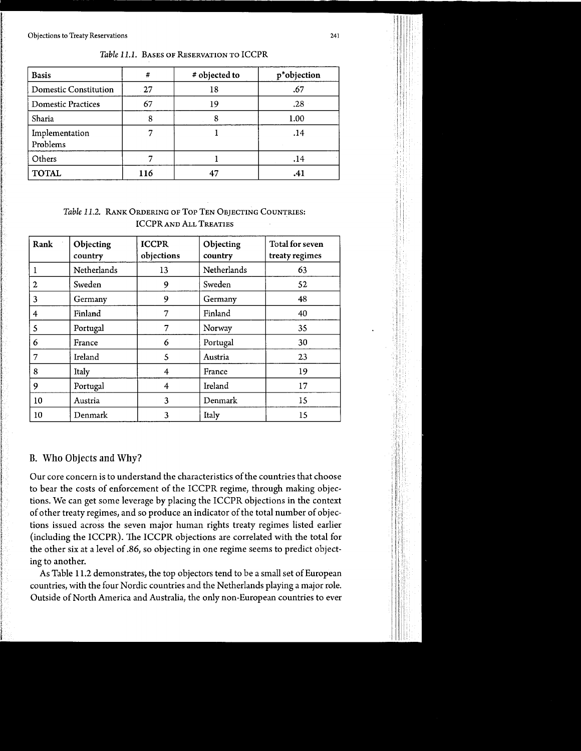*Table 11.1.* Bases of Reservation to ICCPR

| Basis | # | # objected to | p*objection |
|---|---|---|---|
| Domestic Constitution | 27 | 18 | .67 |
| Domestic Practices | 67 | 19 | .28 |
| Sharia | 8 | 8 | 1.00 |
| Implementation Problems | 7 | 1 | .14 |
| Others | 7 | 1 | .14 |
| **TOTAL** | **116** | 47 | **.41** |

*Table 11.2.* Rank Ordering of Top Ten Objecting Countries: ICCPR and All Treaties

| Rank | Objecting country | ICCPR objections | Objecting country | Total for seven treaty regimes |
|---|---|---|---|---|
| 1 | Netherlands | 13 | Netherlands | 63 |
| 2 | Sweden | 9 | Sweden | 52 |
| 3 | Germany | 9 | Germany | 48 |
| 4 | Finland | 7 | Finland | 40 |
| 5 | Portugal | 7 | Norway | 35 |
| 6 | France | 6 | Portugal | 30 |
| 7 | Ireland | 5 | Austria | 23 |
| 8 | Italy | 4 | France | 19 |
| 9 | Portugal | 4 | Ireland | 17 |
| 10 | Austria | 3 | Denmark | 15 |
| 10 | Denmark | 3 | Italy | 15 |

## B. Who Objects and Why?

Our core concern is to understand the characteristics of the countries that choose to bear the costs of enforcement of the ICCPR regime, through making objections. We can get some leverage by placing the ICCPR objections in the context of other treaty regimes, and so produce an indicator of the total number of objections issued across the seven major human rights treaty regimes listed earlier (including the ICCPR). The ICCPR objections are correlated with the total for the other six at a level of .86, so objecting in one regime seems to predict objecting to another.

As Table 11.2 demonstrates, the top objectors tend to be a small set of European countries, with the four Nordic countries and the Netherlands playing a major role. Outside of North America and Australia, the only non-European countries to ever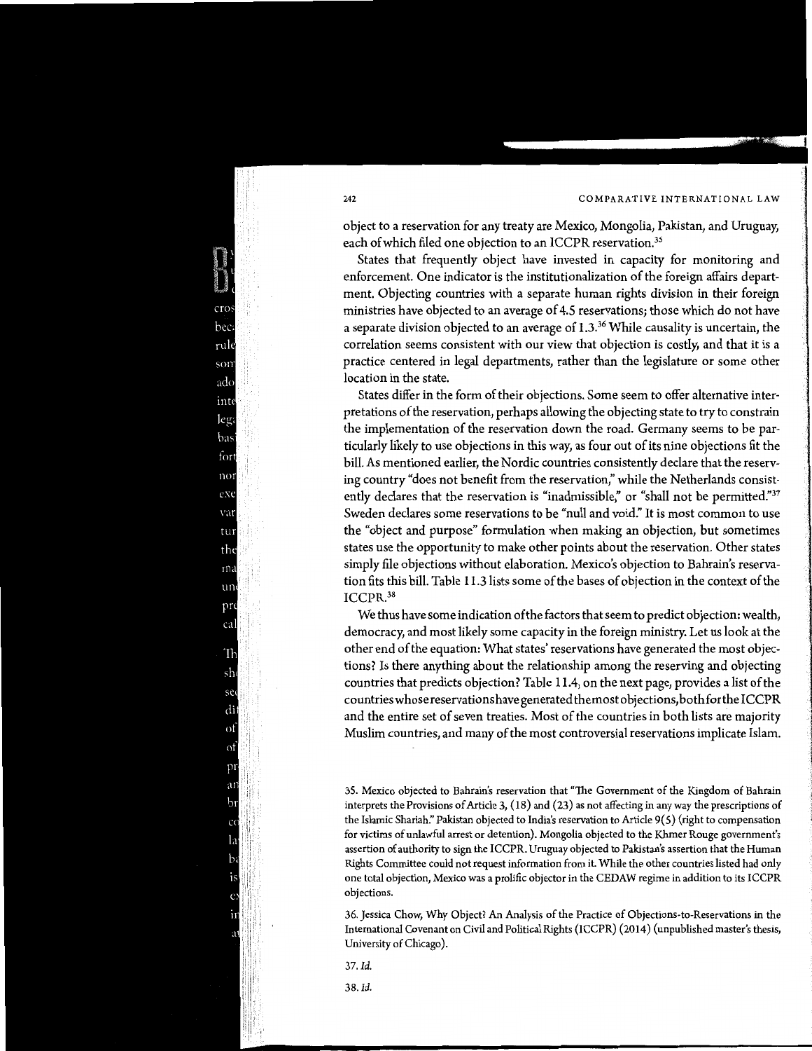object to a reservation for any treaty are Mexico, Mongolia, Pakistan, and Uruguay, each of which filed one objection to an ICCPR reservation.[35]

States that frequently object have invested in capacity for monitoring and enforcement. One indicator is the institutionalization of the foreign affairs department. Objecting countries with a separate human rights division in their foreign ministries have objected to an average of 4.5 reservations; those which do not have a separate division objected to an average of 1.3.[36] While causality is uncertain, the correlation seems consistent with our view that objection is costly, and that it is a practice centered in legal departments, rather than the legislature or some other location in the state.

States differ in the form of their objections. Some seem to offer alternative interpretations of the reservation, perhaps allowing the objecting state to try to constrain the implementation of the reservation down the road. Germany seems to be particularly likely to use objections in this way, as four out of its nine objections fit the bill. As mentioned earlier, the Nordic countries consistently declare that the reserving country "does not benefit from the reservation," while the Netherlands consistently declares that the reservation is "inadmissible," or "shall not be permitted."[37] Sweden declares some reservations to be "null and void." It is most common to use the "object and purpose" formulation when making an objection, but sometimes states use the opportunity to make other points about the reservation. Other states simply file objections without elaboration. Mexico's objection to Bahrain's reservation fits this bill. Table 11.3 lists some of the bases of objection in the context of the ICCPR.[38]

We thus have some indication of the factors that seem to predict objection: wealth, democracy, and most likely some capacity in the foreign ministry. Let us look at the other end of the equation: What states' reservations have generated the most objections? Is there anything about the relationship among the reserving and objecting countries that predicts objection? Table 11.4, on the next page, provides a list of the countries whose reservations have generated the most objections, both for the ICCPR and the entire set of seven treaties. Most of the countries in both lists are majority Muslim countries, and many of the most controversial reservations implicate Islam.

35. Mexico objected to Bahrain's reservation that "The Government of the Kingdom of Bahrain interprets the Provisions of Article 3, (18) and (23) as not affecting in any way the prescriptions of the Islamic Shariah." Pakistan objected to India's reservation to Article 9(5) (right to compensation for victims of unlawful arrest or detention). Mongolia objected to the Khmer Rouge government's assertion of authority to sign the ICCPR. Uruguay objected to Pakistan's assertion that the Human Rights Committee could not request information from it. While the other countries listed had only one total objection, Mexico was a prolific objector in the CEDAW regime in addition to its ICCPR objections.

36. Jessica Chow, Why Object? An Analysis of the Practice of Objections-to-Reservations in the International Covenant on Civil and Political Rights (ICCPR) (2014) (unpublished master's thesis, University of Chicago).

37. *Id.*

38. *Id.*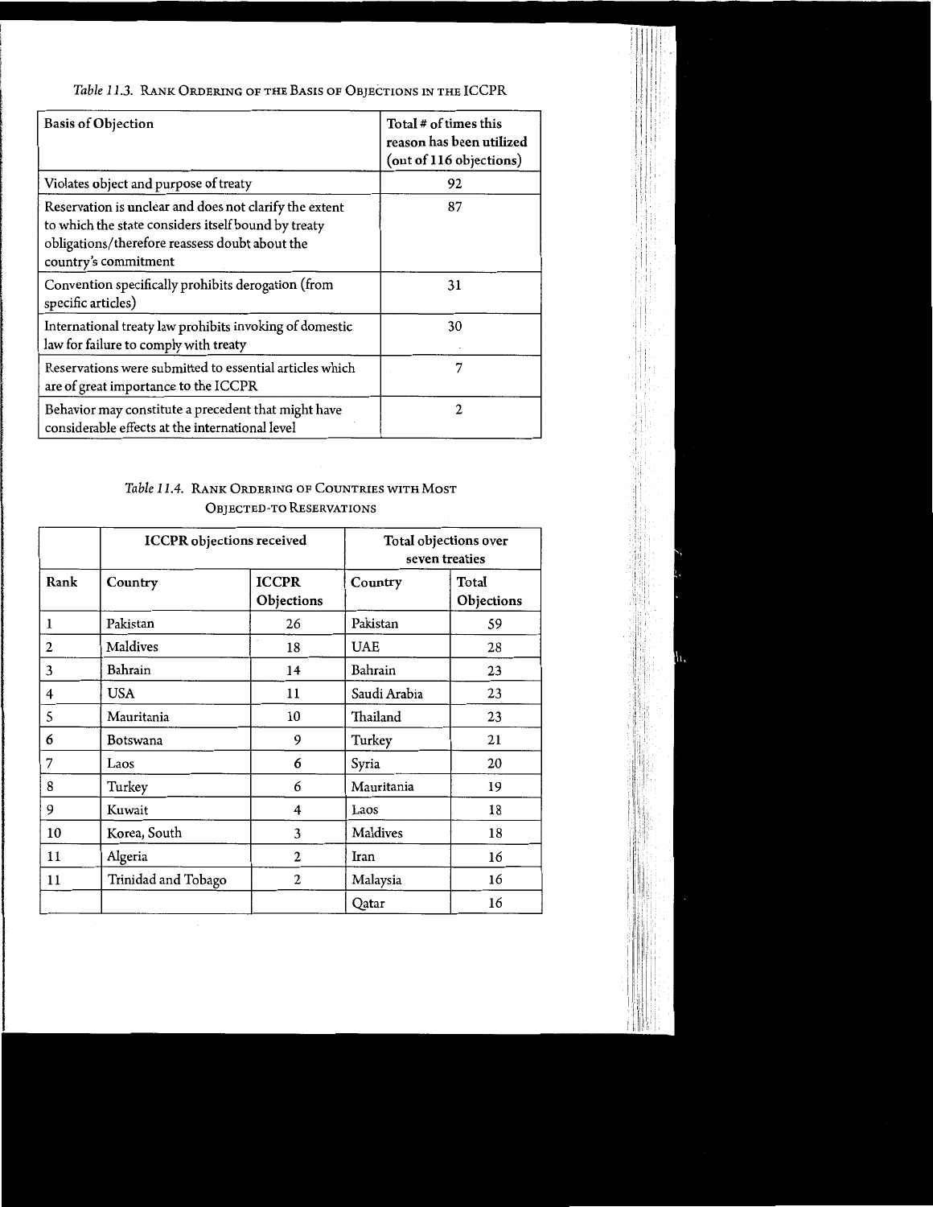*Table 11.3.* Rank Ordering of the Basis of Objections in the ICCPR

| Basis of Objection | Total # of times this reason has been utilized (out of 116 objections) |
|---|---|
| Violates object and purpose of treaty | 92 |
| Reservation is unclear and does not clarify the extent to which the state considers itself bound by treaty obligations/therefore reassess doubt about the country's commitment | 87 |
| Convention specifically prohibits derogation (from specific articles) | 31 |
| International treaty law prohibits invoking of domestic law for failure to comply with treaty | 30 |
| Reservations were submitted to essential articles which are of great importance to the ICCPR | 7 |
| Behavior may constitute a precedent that might have considerable effects at the international level | 2 |

*Table 11.4.* Rank Ordering of Countries with Most Objected-to Reservations

| | ICCPR objections received | | Total objections over seven treaties | |
|---|---|---|---|---|
| Rank | Country | ICCPR Objections | Country | Total Objections |
| 1 | Pakistan | 26 | Pakistan | 59 |
| 2 | Maldives | 18 | UAE | 28 |
| 3 | Bahrain | 14 | Bahrain | 23 |
| 4 | USA | 11 | Saudi Arabia | 23 |
| 5 | Mauritania | 10 | Thailand | 23 |
| 6 | Botswana | 9 | Turkey | 21 |
| 7 | Laos | 6 | Syria | 20 |
| 8 | Turkey | 6 | Mauritania | 19 |
| 9 | Kuwait | 4 | Laos | 18 |
| 10 | Korea, South | 3 | Maldives | 18 |
| 11 | Algeria | 2 | Iran | 16 |
| 11 | Trinidad and Tobago | 2 | Malaysia | 16 |
| | | | Qatar | 16 |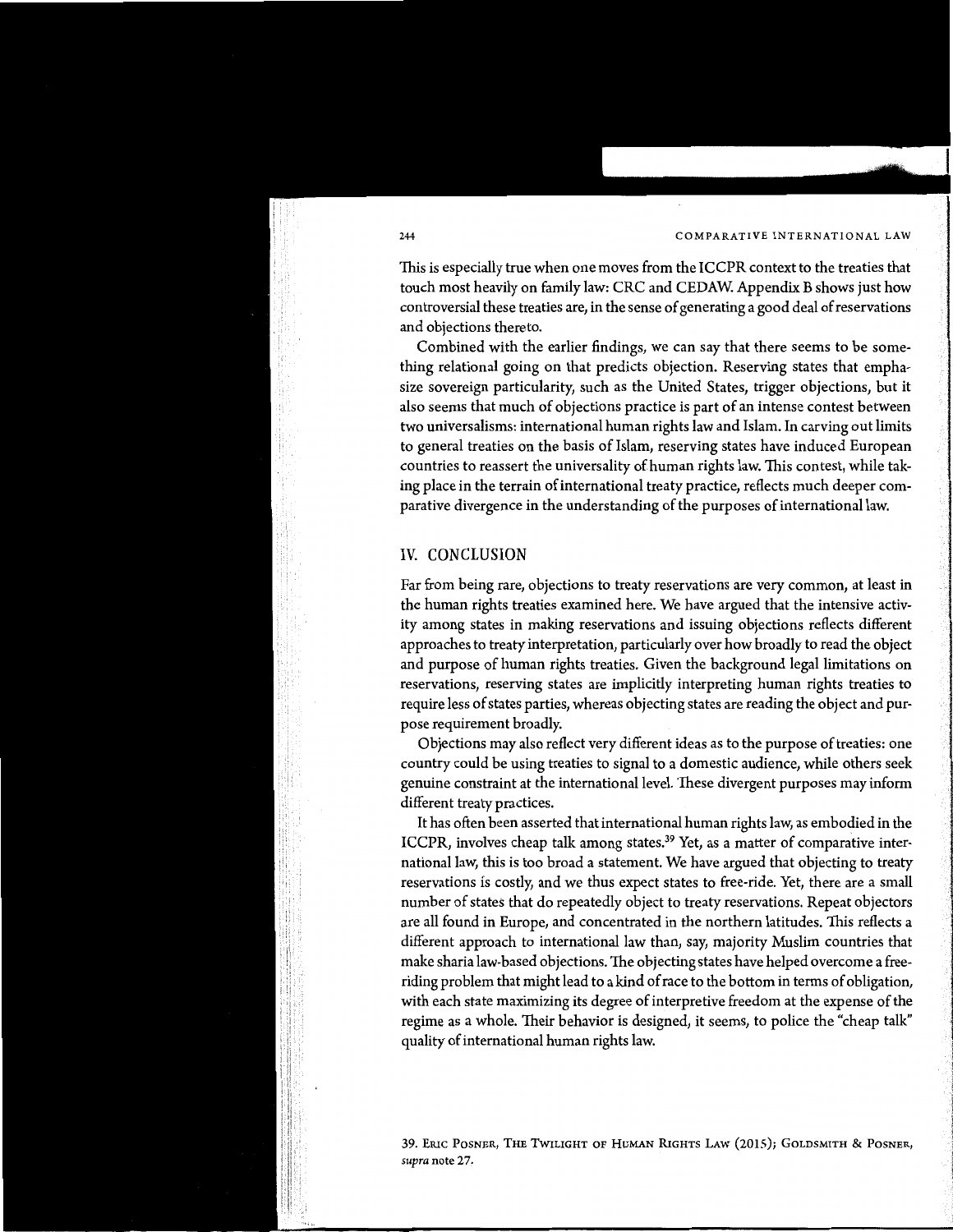This is especially true when one moves from the ICCPR context to the treaties that touch most heavily on family law: CRC and CEDAW. Appendix B shows just how controversial these treaties are, in the sense of generating a good deal of reservations and objections thereto.

Combined with the earlier findings, we can say that there seems to be something relational going on that predicts objection. Reserving states that emphasize sovereign particularity, such as the United States, trigger objections, but it also seems that much of objections practice is part of an intense contest between two universalisms: international human rights law and Islam. In carving out limits to general treaties on the basis of Islam, reserving states have induced European countries to reassert the universality of human rights law. This contest, while taking place in the terrain of international treaty practice, reflects much deeper comparative divergence in the understanding of the purposes of international law.

## IV. CONCLUSION

Far from being rare, objections to treaty reservations are very common, at least in the human rights treaties examined here. We have argued that the intensive activity among states in making reservations and issuing objections reflects different approaches to treaty interpretation, particularly over how broadly to read the object and purpose of human rights treaties. Given the background legal limitations on reservations, reserving states are implicitly interpreting human rights treaties to require less of states parties, whereas objecting states are reading the object and purpose requirement broadly.

Objections may also reflect very different ideas as to the purpose of treaties: one country could be using treaties to signal to a domestic audience, while others seek genuine constraint at the international level. These divergent purposes may inform different treaty practices.

It has often been asserted that international human rights law, as embodied in the ICCPR, involves cheap talk among states.[39] Yet, as a matter of comparative international law, this is too broad a statement. We have argued that objecting to treaty reservations is costly, and we thus expect states to free-ride. Yet, there are a small number of states that do repeatedly object to treaty reservations. Repeat objectors are all found in Europe, and concentrated in the northern latitudes. This reflects a different approach to international law than, say, majority Muslim countries that make sharia law-based objections. The objecting states have helped overcome a free-riding problem that might lead to a kind of race to the bottom in terms of obligation, with each state maximizing its degree of interpretive freedom at the expense of the regime as a whole. Their behavior is designed, it seems, to police the "cheap talk" quality of international human rights law.

39. Eric Posner, The Twilight of Human Rights Law (2015); Goldsmith & Posner, *supra* note 27.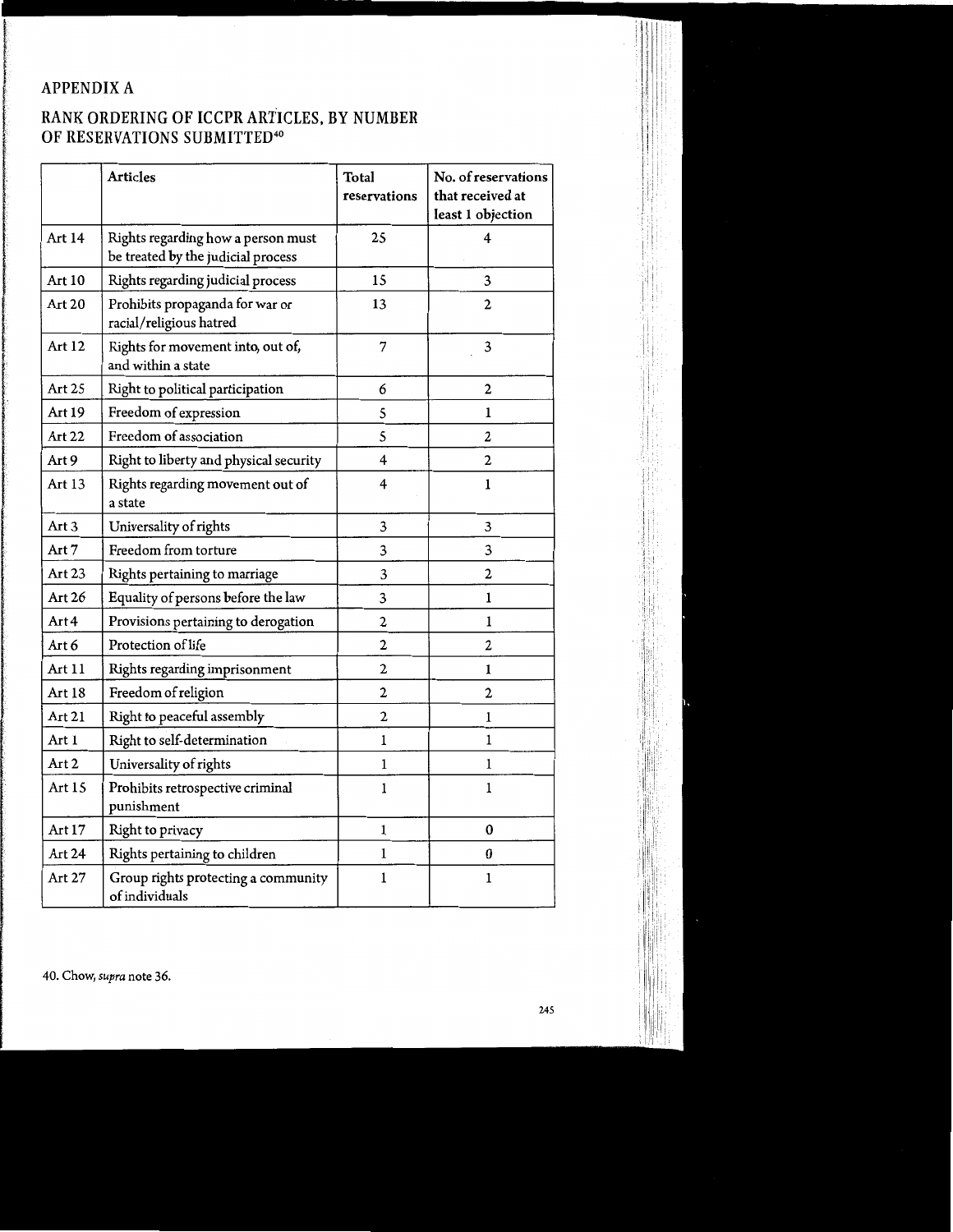# APPENDIX A

## RANK ORDERING OF ICCPR ARTICLES, BY NUMBER OF RESERVATIONS SUBMITTED[40]

| | Articles | Total reservations | No. of reservations that received at least 1 objection |
|---|---|---|---|
| Art 14 | Rights regarding how a person must be treated by the judicial process | 25 | 4 |
| Art 10 | Rights regarding judicial process | 15 | 3 |
| Art 20 | Prohibits propaganda for war or racial/religious hatred | 13 | 2 |
| Art 12 | Rights for movement into, out of, and within a state | 7 | 3 |
| Art 25 | Right to political participation | 6 | 2 |
| Art 19 | Freedom of expression | 5 | 1 |
| Art 22 | Freedom of association | 5 | 2 |
| Art 9 | Right to liberty and physical security | 4 | 2 |
| Art 13 | Rights regarding movement out of a state | 4 | 1 |
| Art 3 | Universality of rights | 3 | 3 |
| Art 7 | Freedom from torture | 3 | 3 |
| Art 23 | Rights pertaining to marriage | 3 | 2 |
| Art 26 | Equality of persons before the law | 3 | 1 |
| Art 4 | Provisions pertaining to derogation | 2 | 1 |
| Art 6 | Protection of life | 2 | 2 |
| Art 11 | Rights regarding imprisonment | 2 | 1 |
| Art 18 | Freedom of religion | 2 | 2 |
| Art 21 | Right to peaceful assembly | 2 | 1 |
| Art 1 | Right to self-determination | 1 | 1 |
| Art 2 | Universality of rights | 1 | 1 |
| Art 15 | Prohibits retrospective criminal punishment | 1 | 1 |
| Art 17 | Right to privacy | 1 | 0 |
| Art 24 | Rights pertaining to children | 1 | 0 |
| Art 27 | Group rights protecting a community of individuals | 1 | 1 |

40. Chow, *supra* note 36.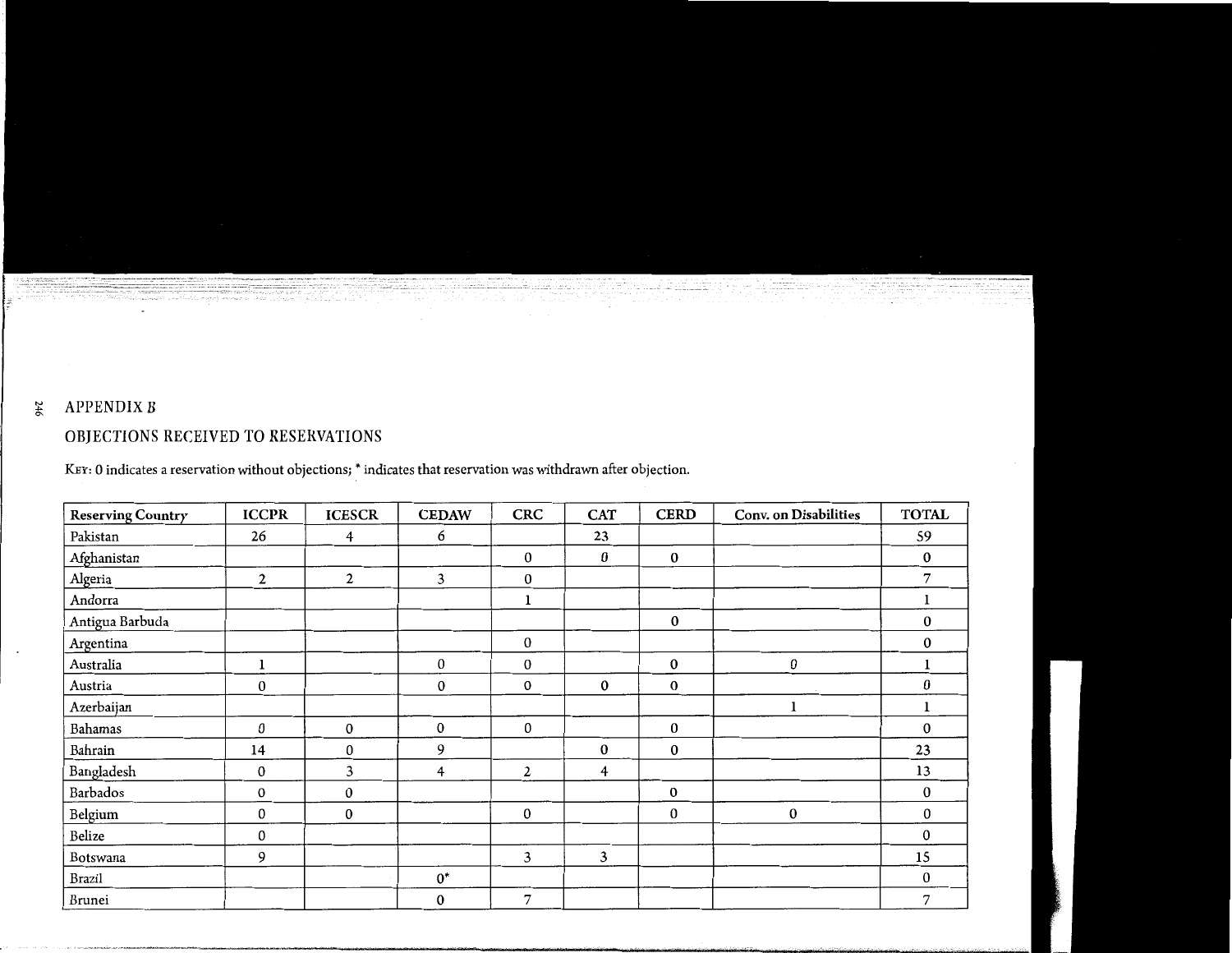## APPENDIX B

## OBJECTIONS RECEIVED TO RESERVATIONS

KEY: 0 indicates a reservation without objections; * indicates that reservation was withdrawn after objection.

| Reserving Country | ICCPR | ICESCR | CEDAW | CRC | CAT | CERD | Conv. on Disabilities | TOTAL |
|---|---|---|---|---|---|---|---|---|
| Pakistan | 26 | 4 | 6 | | 23 | | | 59 |
| Afghanistan | | | | 0 | 0 | 0 | | 0 |
| Algeria | 2 | 2 | 3 | 0 | | | | 7 |
| Andorra | | | | 1 | | | | 1 |
| Antigua Barbuda | | | | | | 0 | | 0 |
| Argentina | | | | 0 | | | | 0 |
| Australia | 1 | | 0 | 0 | | 0 | 0 | 1 |
| Austria | 0 | | 0 | 0 | 0 | 0 | | 0 |
| Azerbaijan | | | | | | | 1 | 1 |
| Bahamas | 0 | 0 | 0 | 0 | | 0 | | 0 |
| Bahrain | 14 | 0 | 9 | | 0 | 0 | | 23 |
| Bangladesh | 0 | 3 | 4 | 2 | 4 | | | 13 |
| Barbados | 0 | 0 | | | | 0 | | 0 |
| Belgium | 0 | 0 | | 0 | | 0 | 0 | 0 |
| Belize | 0 | | | | | | | 0 |
| Botswana | 9 | | | 3 | 3 | | | 15 |
| Brazil | | | 0* | | | | | 0 |
| Brunei | | | 0 | 7 | | | | 7 |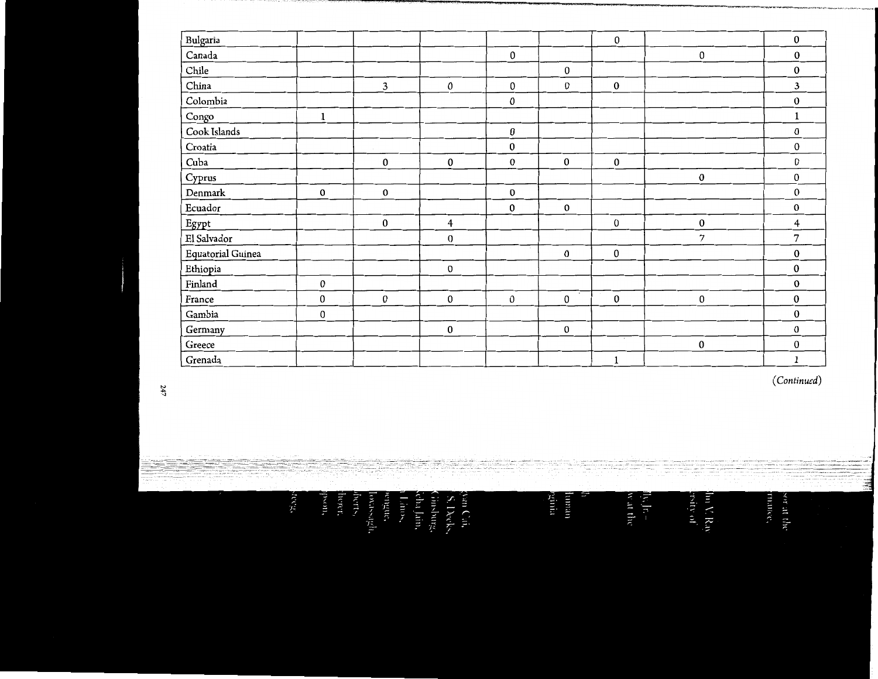| | | | | | | | | |
|---|---|---|---|---|---|---|---|---|
| Bulgaria | | | | | | 0 | | 0 |
| Canada | | | | 0 | | | 0 | 0 |
| Chile | | | | | 0 | | | 0 |
| China | | 3 | 0 | 0 | 0 | 0 | | 3 |
| Colombia | | | | 0 | | | | 0 |
| Congo | 1 | | | | | | | 1 |
| Cook Islands | | | | 0 | | | | 0 |
| Croatia | | | | 0 | | | | 0 |
| Cuba | | 0 | 0 | 0 | 0 | 0 | | 0 |
| Cyprus | | | | | | | 0 | 0 |
| Denmark | 0 | 0 | | 0 | | | | 0 |
| Ecuador | | | | 0 | 0 | | | 0 |
| Egypt | | 0 | 4 | | | 0 | 0 | 4 |
| El Salvador | | | 0 | | | | 7 | 7 |
| Equatorial Guinea | | | | | 0 | 0 | | 0 |
| Ethiopia | | | 0 | | | | | 0 |
| Finland | 0 | | | | | | | 0 |
| France | 0 | 0 | 0 | 0 | 0 | 0 | 0 | 0 |
| Gambia | 0 | | | | | | | 0 |
| Germany | | | 0 | | 0 | | | 0 |
| Greece | | | | | | | 0 | 0 |
| Grenada | | | | | | 1 | | 1 |

*(Continued)*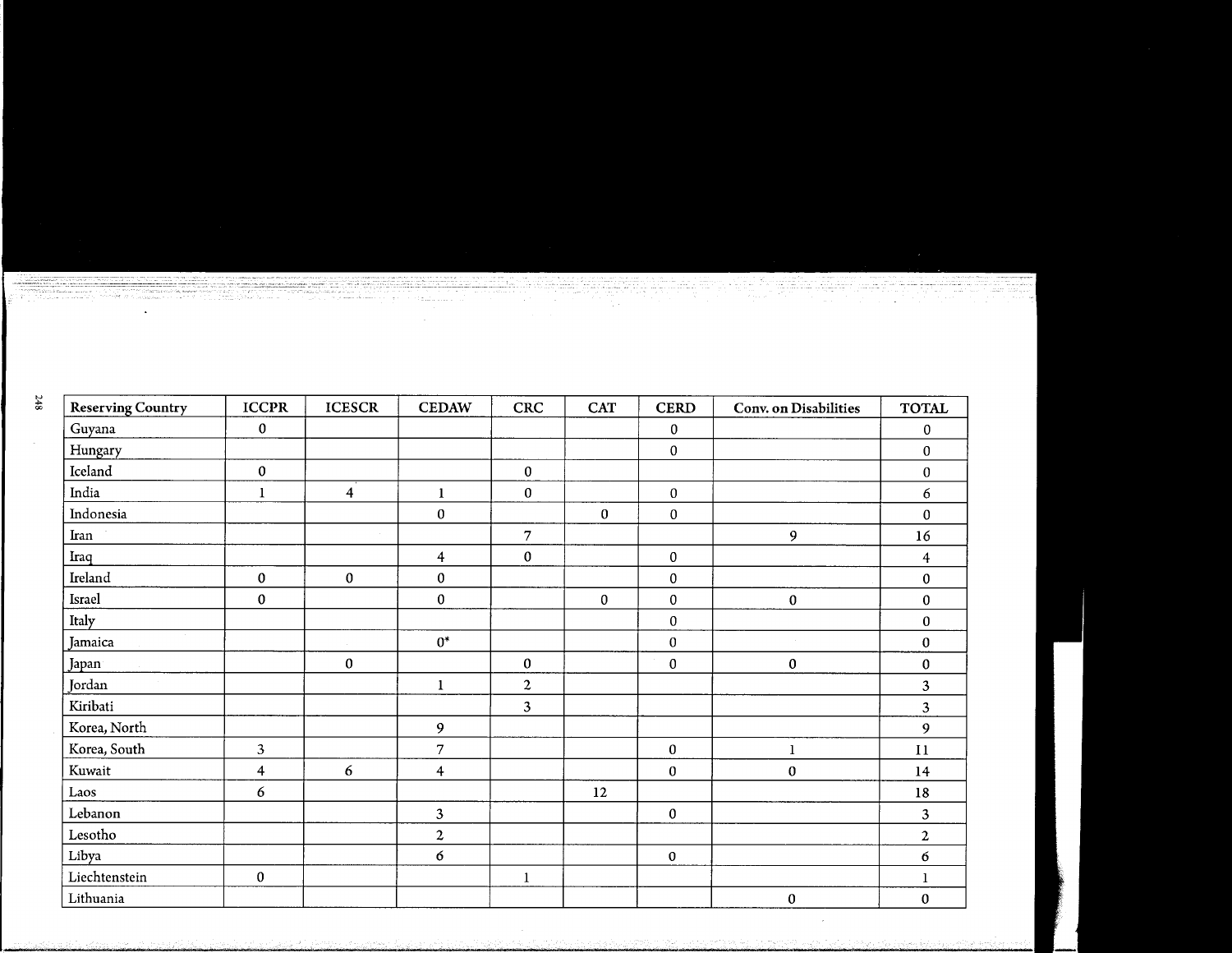| Reserving Country | ICCPR | ICESCR | CEDAW | CRC | CAT | CERD | Conv. on Disabilities | TOTAL |
|---|---|---|---|---|---|---|---|---|
| Guyana | 0 | | | | | 0 | | 0 |
| Hungary | | | | | | 0 | | 0 |
| Iceland | 0 | | | 0 | | | | 0 |
| India | 1 | 4 | 1 | 0 | | 0 | | 6 |
| Indonesia | | | 0 | | 0 | 0 | | 0 |
| Iran | | | | 7 | | | 9 | 16 |
| Iraq | | | 4 | 0 | | 0 | | 4 |
| Ireland | 0 | 0 | 0 | | | 0 | | 0 |
| Israel | 0 | | 0 | | 0 | 0 | 0 | 0 |
| Italy | | | | | | 0 | | 0 |
| Jamaica | | | 0* | | | 0 | | 0 |
| Japan | | 0 | | 0 | | 0 | 0 | 0 |
| Jordan | | | 1 | 2 | | | | 3 |
| Kiribati | | | | 3 | | | | 3 |
| Korea, North | | | 9 | | | | | 9 |
| Korea, South | 3 | | 7 | | | 0 | 1 | 11 |
| Kuwait | 4 | 6 | 4 | | | 0 | 0 | 14 |
| Laos | 6 | | | | 12 | | | 18 |
| Lebanon | | | 3 | | | 0 | | 3 |
| Lesotho | | | 2 | | | | | 2 |
| Libya | | | 6 | | | 0 | | 6 |
| Liechtenstein | 0 | | | 1 | | | | 1 |
| Lithuania | | | | | | | 0 | 0 |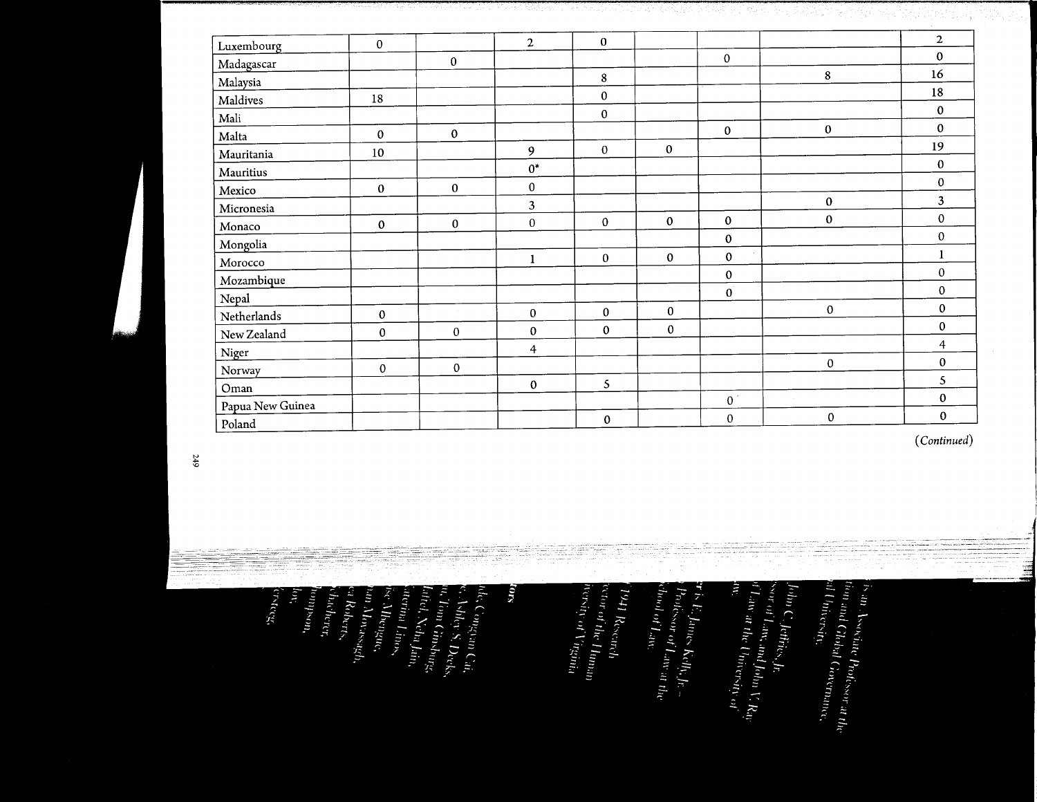| | | | | | | | | |
|---|---|---|---|---|---|---|---|---|
| Luxembourg | 0 | | 2 | 0 | | | | 2 |
| Madagascar | | 0 | | | | 0 | | 0 |
| Malaysia | | | | 8 | | | 8 | 16 |
| Maldives | 18 | | | 0 | | | | 18 |
| Mali | | | | 0 | | | | 0 |
| Malta | 0 | 0 | | | | 0 | 0 | 0 |
| Mauritania | 10 | | 9 | 0 | 0 | | | 19 |
| Mauritius | | | 0* | | | | | 0 |
| Mexico | 0 | 0 | 0 | | | | | 0 |
| Micronesia | | | 3 | | | | 0 | 3 |
| Monaco | 0 | 0 | 0 | 0 | 0 | 0 | 0 | 0 |
| Mongolia | | | | | | 0 | | 0 |
| Morocco | | | 1 | 0 | 0 | 0 | | 1 |
| Mozambique | | | | | | 0 | | 0 |
| Nepal | | | | | | 0 | | 0 |
| Netherlands | 0 | | 0 | 0 | 0 | | 0 | 0 |
| New Zealand | 0 | 0 | 0 | 0 | 0 | | | 0 |
| Niger | | | 4 | | | | | 4 |
| Norway | 0 | 0 | | | | | 0 | 0 |
| Oman | | | 0 | 5 | | | | 5 |
| Papua New Guinea | | | | | | 0 | | 0 |
| Poland | | | | 0 | | 0 | 0 | 0 |

*(Continued)*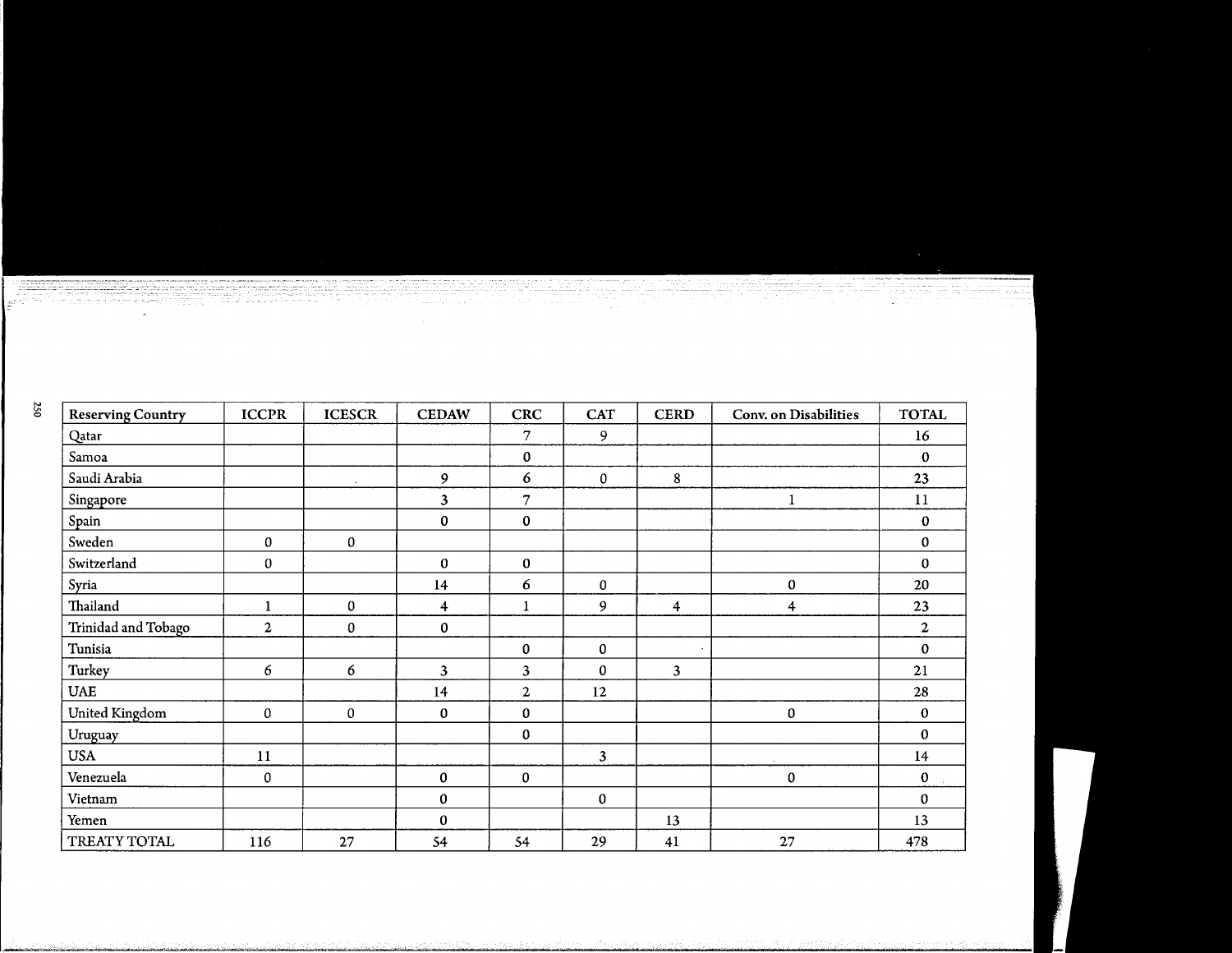| Reserving Country | ICCPR | ICESCR | CEDAW | CRC | CAT | CERD | Conv. on Disabilities | TOTAL |
|---|---|---|---|---|---|---|---|---|
| Qatar | | | | 7 | 9 | | | 16 |
| Samoa | | | | 0 | | | | 0 |
| Saudi Arabia | | | 9 | 6 | 0 | 8 | | 23 |
| Singapore | | | 3 | 7 | | | 1 | 11 |
| Spain | | | 0 | 0 | | | | 0 |
| Sweden | 0 | 0 | | | | | | 0 |
| Switzerland | 0 | | 0 | 0 | | | | 0 |
| Syria | | | 14 | 6 | 0 | | 0 | 20 |
| Thailand | 1 | 0 | 4 | 1 | 9 | 4 | 4 | 23 |
| Trinidad and Tobago | 2 | 0 | 0 | | | | | 2 |
| Tunisia | | | | 0 | 0 | | | 0 |
| Turkey | 6 | 6 | 3 | 3 | 0 | 3 | | 21 |
| UAE | | | 14 | 2 | 12 | | | 28 |
| United Kingdom | 0 | 0 | 0 | 0 | | | 0 | 0 |
| Uruguay | | | | 0 | | | | 0 |
| USA | 11 | | | | 3 | | | 14 |
| Venezuela | 0 | | 0 | 0 | | | 0 | 0 |
| Vietnam | | | 0 | | 0 | | | 0 |
| Yemen | | | 0 | | | 13 | | 13 |
| TREATY TOTAL | 116 | 27 | 54 | 54 | 29 | 41 | 27 | 478 |